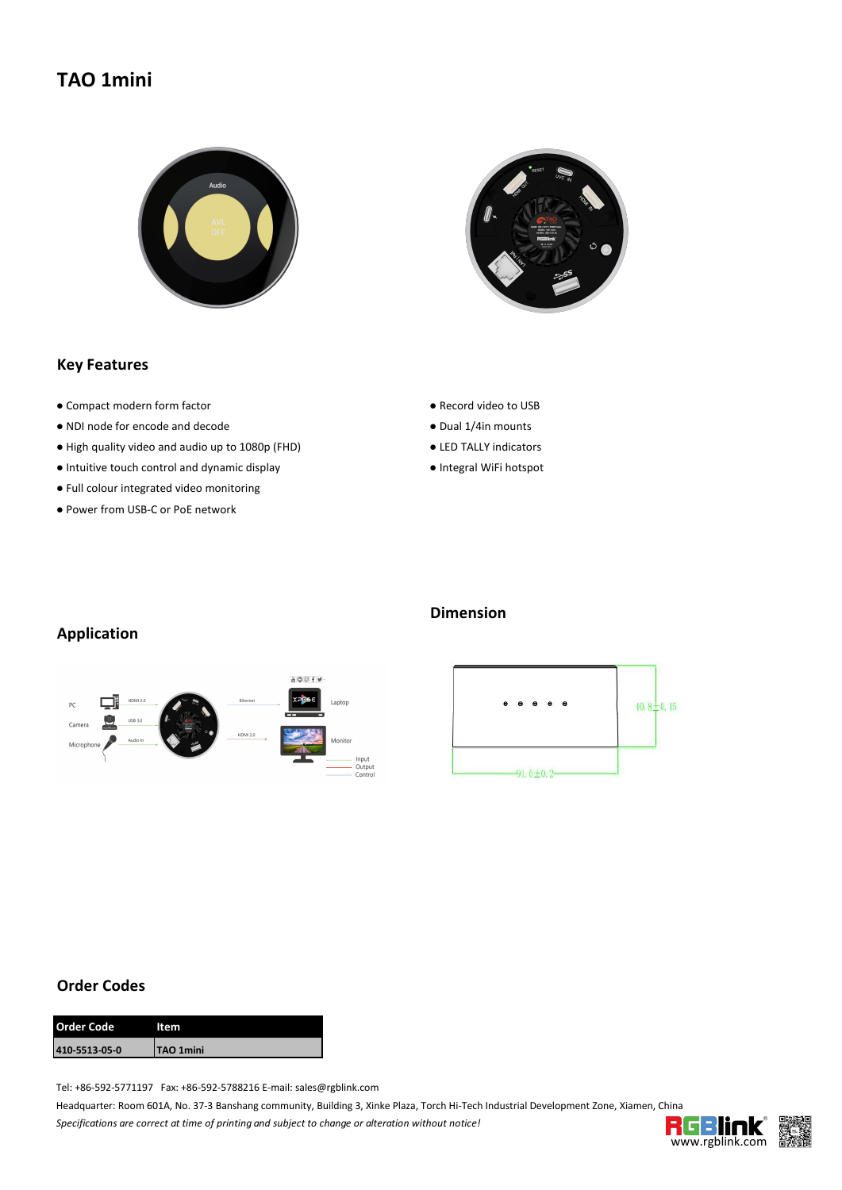# TAO 1mini

## Key Features

- Compact modern form factor
- NDI node for encode and decode
- High quality video and audio up to 1080p (FHD)
- Intuitive touch control and dynamic display
- Full colour integrated video monitoring
- Power from USB-C or PoE network
- Record video to USB
- Dual 1/4in mounts
- LED TALLY indicators
- Integral WiFi hotspot

## Application

## Dimension

## Order Codes

| Order Code | Item |
| --- | --- |
| 410-5513-05-0 | TAO 1mini |

Tel: +86-592-5771197 Fax: +86-592-5788216 E-mail: sales@rgblink.com

Headquarter: Room 601A, No. 37-3 Banshang community, Building 3, Xinke Plaza, Torch Hi-Tech Industrial Development Zone, Xiamen, China

*Specifications are correct at time of printing and subject to change or alteration without notice!*

www.rgblink.com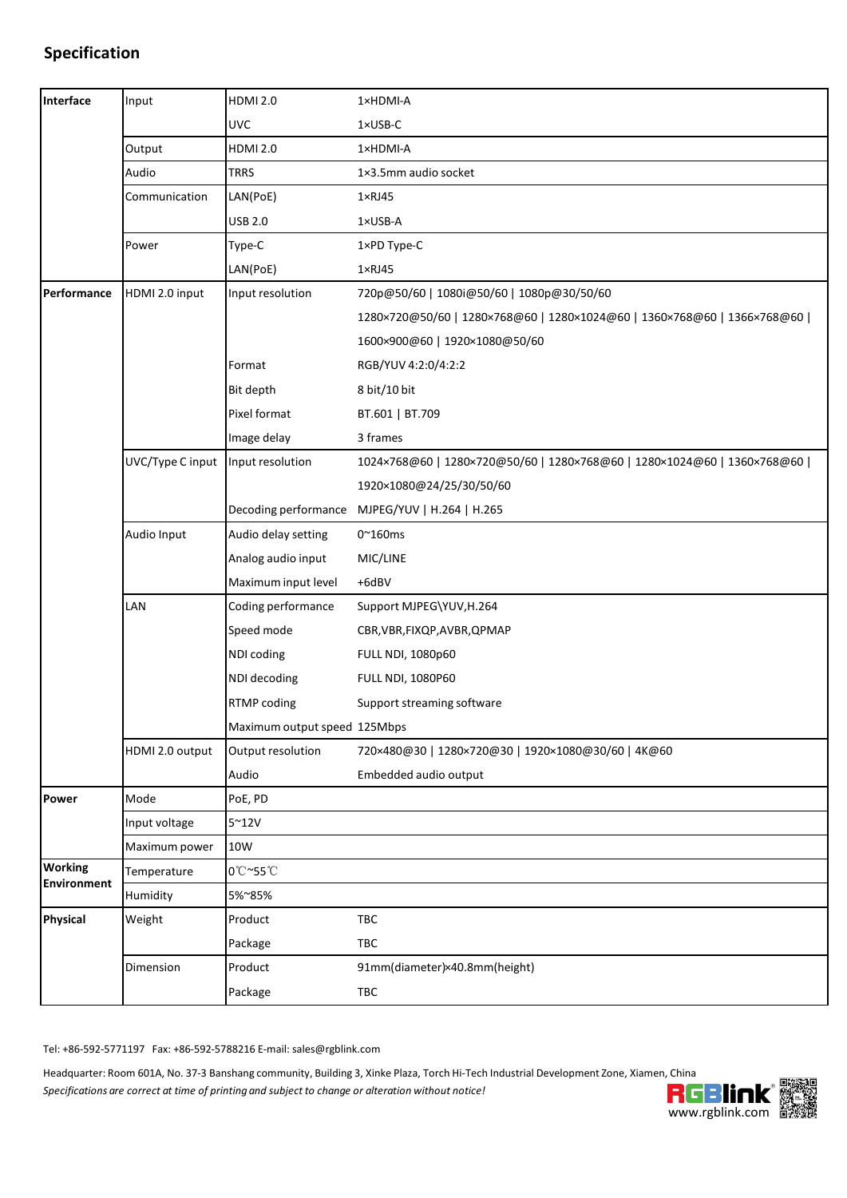## Specification

| | | | |
|---|---|---|---|
| **Interface** | Input | HDMI 2.0 | 1×HDMI-A |
| | | UVC | 1×USB-C |
| | Output | HDMI 2.0 | 1×HDMI-A |
| | Audio | TRRS | 1×3.5mm audio socket |
| | Communication | LAN(PoE) | 1×RJ45 |
| | | USB 2.0 | 1×USB-A |
| | Power | Type-C | 1×PD Type-C |
| | | LAN(PoE) | 1×RJ45 |
| **Performance** | HDMI 2.0 input | Input resolution | 720p@50/60 \| 1080i@50/60 \| 1080p@30/50/60 |
| | | | 1280×720@50/60 \| 1280×768@60 \| 1280×1024@60 \| 1360×768@60 \| 1366×768@60 \| |
| | | | 1600×900@60 \| 1920×1080@50/60 |
| | | Format | RGB/YUV 4:2:0/4:2:2 |
| | | Bit depth | 8 bit/10 bit |
| | | Pixel format | BT.601 \| BT.709 |
| | | Image delay | 3 frames |
| | UVC/Type C input | Input resolution | 1024×768@60 \| 1280×720@50/60 \| 1280×768@60 \| 1280×1024@60 \| 1360×768@60 \| |
| | | | 1920×1080@24/25/30/50/60 |
| | | Decoding performance | MJPEG/YUV \| H.264 \| H.265 |
| | Audio Input | Audio delay setting | 0~160ms |
| | | Analog audio input | MIC/LINE |
| | | Maximum input level | +6dBV |
| | LAN | Coding performance | Support MJPEG\YUV,H.264 |
| | | Speed mode | CBR,VBR,FIXQP,AVBR,QPMAP |
| | | NDI coding | FULL NDI, 1080p60 |
| | | NDI decoding | FULL NDI, 1080P60 |
| | | RTMP coding | Support streaming software |
| | | Maximum output speed | 125Mbps |
| | HDMI 2.0 output | Output resolution | 720×480@30 \| 1280×720@30 \| 1920×1080@30/60 \| 4K@60 |
| | | Audio | Embedded audio output |
| **Power** | Mode | PoE, PD | |
| | Input voltage | 5~12V | |
| | Maximum power | 10W | |
| **Working Environment** | Temperature | 0℃~55℃ | |
| | Humidity | 5%~85% | |
| **Physical** | Weight | Product | TBC |
| | | Package | TBC |
| | Dimension | Product | 91mm(diameter)×40.8mm(height) |
| | | Package | TBC |

Tel: +86-592-5771197 Fax: +86-592-5788216 E-mail: sales@rgblink.com

Headquarter: Room 601A, No. 37-3 Banshang community, Building 3, Xinke Plaza, Torch Hi-Tech Industrial Development Zone, Xiamen, China

*Specifications are correct at time of printing and subject to change or alteration without notice!*

RGBlink® www.rgblink.com